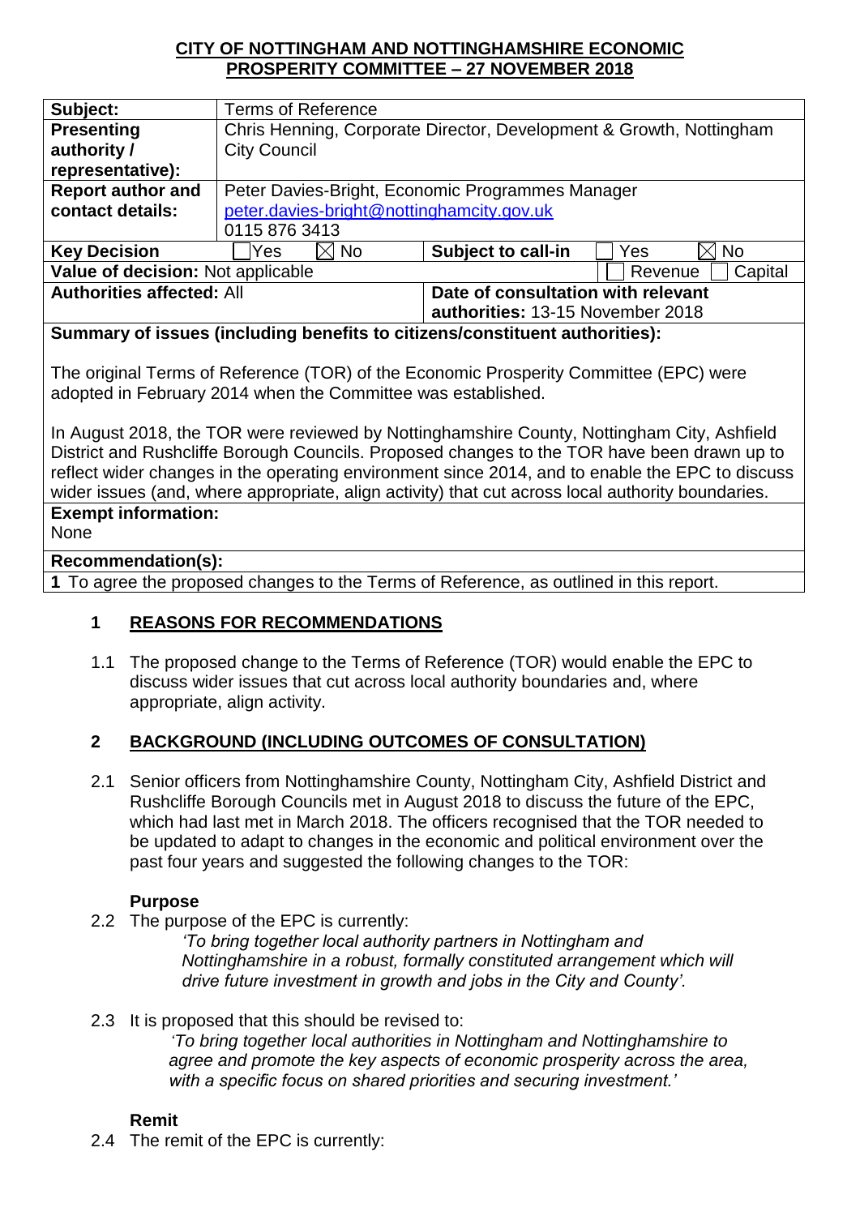**CITY OF NOTTINGHAM AND NOTTINGHAMSHIRE ECONOMIC PROSPERITY COMMITTEE – 27 NOVEMBER 2018**

| | | | |
|---|---|---|---|
| **Subject:** | Terms of Reference | | |
| **Presenting authority / representative):** | Chris Henning, Corporate Director, Development & Growth, Nottingham City Council | | |
| **Report author and contact details:** | Peter Davies-Bright, Economic Programmes Manager<br>peter.davies-bright@nottinghamcity.gov.uk<br>0115 876 3413 | | |
| **Key Decision** | ☐ Yes ☒ No | **Subject to call-in** | ☐ Yes ☒ No |
| **Value of decision:** Not applicable | | | ☐ Revenue ☐ Capital |
| **Authorities affected:** All | | **Date of consultation with relevant authorities:** 13-15 November 2018 | |
| **Summary of issues (including benefits to citizens/constituent authorities):**<br><br>The original Terms of Reference (TOR) of the Economic Prosperity Committee (EPC) were adopted in February 2014 when the Committee was established.<br><br>In August 2018, the TOR were reviewed by Nottinghamshire County, Nottingham City, Ashfield District and Rushcliffe Borough Councils. Proposed changes to the TOR have been drawn up to reflect wider changes in the operating environment since 2014, and to enable the EPC to discuss wider issues (and, where appropriate, align activity) that cut across local authority boundaries. | | | |
| **Exempt information:**<br>None | | | |
| **Recommendation(s):** | | | |
| **1** To agree the proposed changes to the Terms of Reference, as outlined in this report. | | | |

## 1 REASONS FOR RECOMMENDATIONS

1.1 The proposed change to the Terms of Reference (TOR) would enable the EPC to discuss wider issues that cut across local authority boundaries and, where appropriate, align activity.

## 2 BACKGROUND (INCLUDING OUTCOMES OF CONSULTATION)

2.1 Senior officers from Nottinghamshire County, Nottingham City, Ashfield District and Rushcliffe Borough Councils met in August 2018 to discuss the future of the EPC, which had last met in March 2018. The officers recognised that the TOR needed to be updated to adapt to changes in the economic and political environment over the past four years and suggested the following changes to the TOR:

**Purpose**

2.2 The purpose of the EPC is currently:

*'To bring together local authority partners in Nottingham and Nottinghamshire in a robust, formally constituted arrangement which will drive future investment in growth and jobs in the City and County'.*

2.3 It is proposed that this should be revised to:

*'To bring together local authorities in Nottingham and Nottinghamshire to agree and promote the key aspects of economic prosperity across the area, with a specific focus on shared priorities and securing investment.'*

**Remit**

2.4 The remit of the EPC is currently: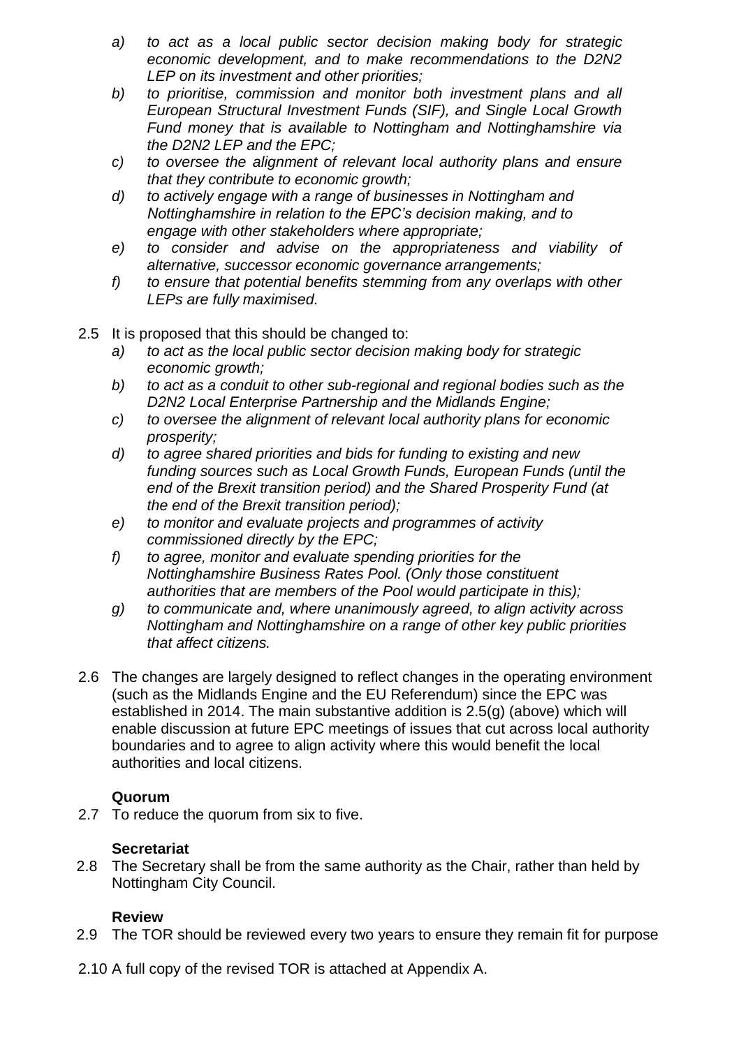- *a) to act as a local public sector decision making body for strategic economic development, and to make recommendations to the D2N2 LEP on its investment and other priorities;*
- *b) to prioritise, commission and monitor both investment plans and all European Structural Investment Funds (SIF), and Single Local Growth Fund money that is available to Nottingham and Nottinghamshire via the D2N2 LEP and the EPC;*
- *c) to oversee the alignment of relevant local authority plans and ensure that they contribute to economic growth;*
- *d) to actively engage with a range of businesses in Nottingham and Nottinghamshire in relation to the EPC's decision making, and to engage with other stakeholders where appropriate;*
- *e) to consider and advise on the appropriateness and viability of alternative, successor economic governance arrangements;*
- *f) to ensure that potential benefits stemming from any overlaps with other LEPs are fully maximised.*

2.5 It is proposed that this should be changed to:

- *a) to act as the local public sector decision making body for strategic economic growth;*
- *b) to act as a conduit to other sub-regional and regional bodies such as the D2N2 Local Enterprise Partnership and the Midlands Engine;*
- *c) to oversee the alignment of relevant local authority plans for economic prosperity;*
- *d) to agree shared priorities and bids for funding to existing and new funding sources such as Local Growth Funds, European Funds (until the end of the Brexit transition period) and the Shared Prosperity Fund (at the end of the Brexit transition period);*
- *e) to monitor and evaluate projects and programmes of activity commissioned directly by the EPC;*
- *f) to agree, monitor and evaluate spending priorities for the Nottinghamshire Business Rates Pool. (Only those constituent authorities that are members of the Pool would participate in this);*
- *g) to communicate and, where unanimously agreed, to align activity across Nottingham and Nottinghamshire on a range of other key public priorities that affect citizens.*

2.6 The changes are largely designed to reflect changes in the operating environment (such as the Midlands Engine and the EU Referendum) since the EPC was established in 2014. The main substantive addition is 2.5(g) (above) which will enable discussion at future EPC meetings of issues that cut across local authority boundaries and to agree to align activity where this would benefit the local authorities and local citizens.

**Quorum**

2.7 To reduce the quorum from six to five.

**Secretariat**

2.8 The Secretary shall be from the same authority as the Chair, rather than held by Nottingham City Council.

**Review**

2.9 The TOR should be reviewed every two years to ensure they remain fit for purpose

2.10 A full copy of the revised TOR is attached at Appendix A.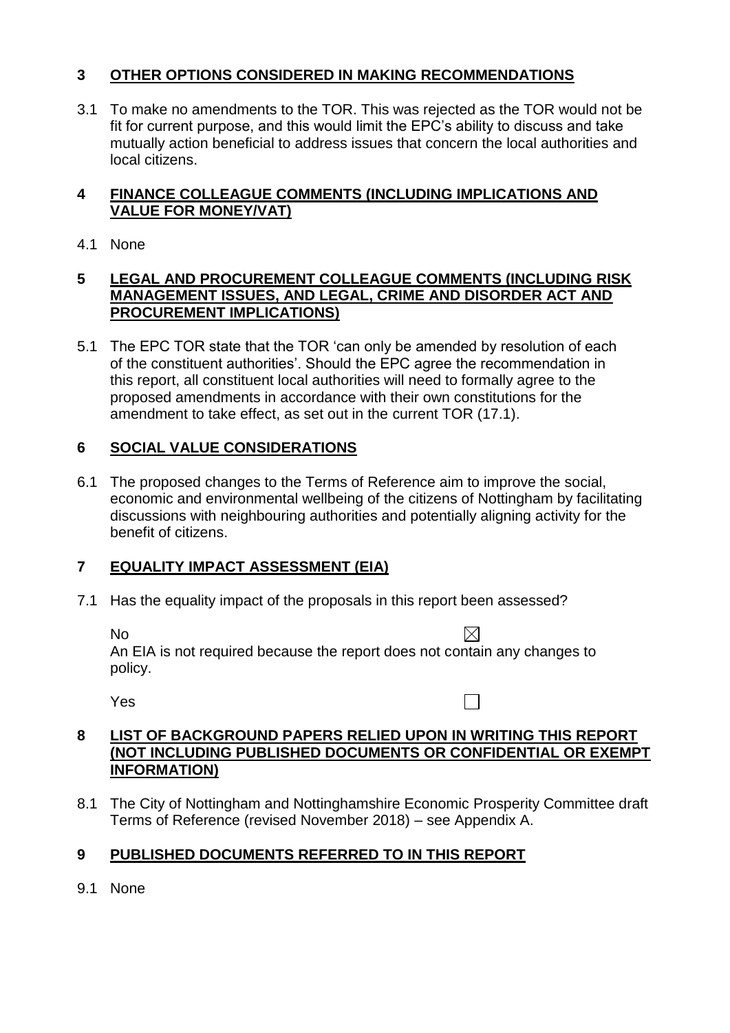## 3 OTHER OPTIONS CONSIDERED IN MAKING RECOMMENDATIONS

3.1 To make no amendments to the TOR. This was rejected as the TOR would not be fit for current purpose, and this would limit the EPC's ability to discuss and take mutually action beneficial to address issues that concern the local authorities and local citizens.

## 4 FINANCE COLLEAGUE COMMENTS (INCLUDING IMPLICATIONS AND VALUE FOR MONEY/VAT)

4.1 None

## 5 LEGAL AND PROCUREMENT COLLEAGUE COMMENTS (INCLUDING RISK MANAGEMENT ISSUES, AND LEGAL, CRIME AND DISORDER ACT AND PROCUREMENT IMPLICATIONS)

5.1 The EPC TOR state that the TOR 'can only be amended by resolution of each of the constituent authorities'. Should the EPC agree the recommendation in this report, all constituent local authorities will need to formally agree to the proposed amendments in accordance with their own constitutions for the amendment to take effect, as set out in the current TOR (17.1).

## 6 SOCIAL VALUE CONSIDERATIONS

6.1 The proposed changes to the Terms of Reference aim to improve the social, economic and environmental wellbeing of the citizens of Nottingham by facilitating discussions with neighbouring authorities and potentially aligning activity for the benefit of citizens.

## 7 EQUALITY IMPACT ASSESSMENT (EIA)

7.1 Has the equality impact of the proposals in this report been assessed?

No ☒
An EIA is not required because the report does not contain any changes to policy.

Yes ☐

## 8 LIST OF BACKGROUND PAPERS RELIED UPON IN WRITING THIS REPORT (NOT INCLUDING PUBLISHED DOCUMENTS OR CONFIDENTIAL OR EXEMPT INFORMATION)

8.1 The City of Nottingham and Nottinghamshire Economic Prosperity Committee draft Terms of Reference (revised November 2018) – see Appendix A.

## 9 PUBLISHED DOCUMENTS REFERRED TO IN THIS REPORT

9.1 None